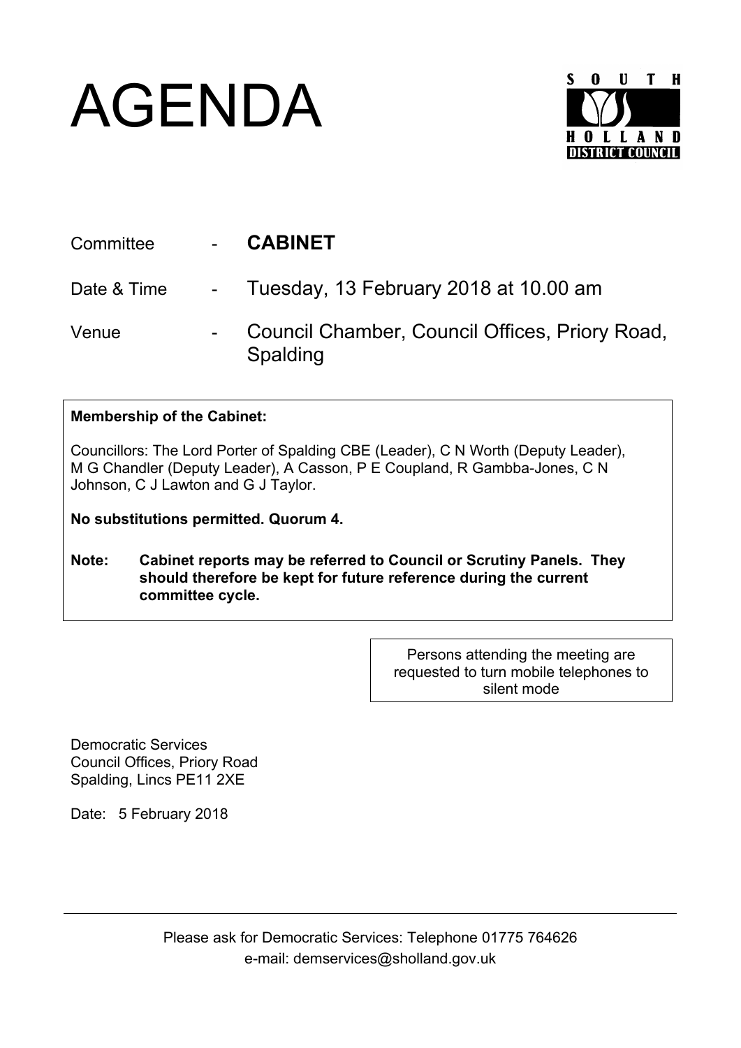# AGENDA

SOUTH HOLLAND DISTRICT COUNCIL

| | | |
|---|---|---|
| Committee | - | **CABINET** |
| Date & Time | - | Tuesday, 13 February 2018 at 10.00 am |
| Venue | - | Council Chamber, Council Offices, Priory Road, Spalding |

**Membership of the Cabinet:**

Councillors: The Lord Porter of Spalding CBE (Leader), C N Worth (Deputy Leader), M G Chandler (Deputy Leader), A Casson, P E Coupland, R Gambba-Jones, C N Johnson, C J Lawton and G J Taylor.

**No substitutions permitted. Quorum 4.**

**Note: Cabinet reports may be referred to Council or Scrutiny Panels. They should therefore be kept for future reference during the current committee cycle.**

Persons attending the meeting are requested to turn mobile telephones to silent mode

Democratic Services
Council Offices, Priory Road
Spalding, Lincs PE11 2XE

Date: 5 February 2018

Please ask for Democratic Services: Telephone 01775 764626
e-mail: demservices@sholland.gov.uk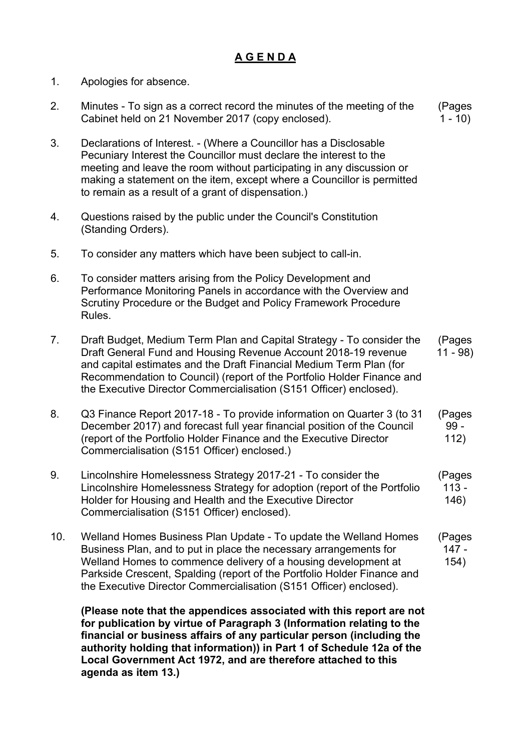# A G E N D A

1. Apologies for absence.

2. Minutes - To sign as a correct record the minutes of the meeting of the Cabinet held on 21 November 2017 (copy enclosed). (Pages 1 - 10)

3. Declarations of Interest. - (Where a Councillor has a Disclosable Pecuniary Interest the Councillor must declare the interest to the meeting and leave the room without participating in any discussion or making a statement on the item, except where a Councillor is permitted to remain as a result of a grant of dispensation.)

4. Questions raised by the public under the Council's Constitution (Standing Orders).

5. To consider any matters which have been subject to call-in.

6. To consider matters arising from the Policy Development and Performance Monitoring Panels in accordance with the Overview and Scrutiny Procedure or the Budget and Policy Framework Procedure Rules.

7. Draft Budget, Medium Term Plan and Capital Strategy - To consider the Draft General Fund and Housing Revenue Account 2018-19 revenue and capital estimates and the Draft Financial Medium Term Plan (for Recommendation to Council) (report of the Portfolio Holder Finance and the Executive Director Commercialisation (S151 Officer) enclosed). (Pages 11 - 98)

8. Q3 Finance Report 2017-18 - To provide information on Quarter 3 (to 31 December 2017) and forecast full year financial position of the Council (report of the Portfolio Holder Finance and the Executive Director Commercialisation (S151 Officer) enclosed.) (Pages 99 - 112)

9. Lincolnshire Homelessness Strategy 2017-21 - To consider the Lincolnshire Homelessness Strategy for adoption (report of the Portfolio Holder for Housing and Health and the Executive Director Commercialisation (S151 Officer) enclosed). (Pages 113 - 146)

10. Welland Homes Business Plan Update - To update the Welland Homes Business Plan, and to put in place the necessary arrangements for Welland Homes to commence delivery of a housing development at Parkside Crescent, Spalding (report of the Portfolio Holder Finance and the Executive Director Commercialisation (S151 Officer) enclosed). (Pages 147 - 154)

    **(Please note that the appendices associated with this report are not for publication by virtue of Paragraph 3 (Information relating to the financial or business affairs of any particular person (including the authority holding that information)) in Part 1 of Schedule 12a of the Local Government Act 1972, and are therefore attached to this agenda as item 13.)**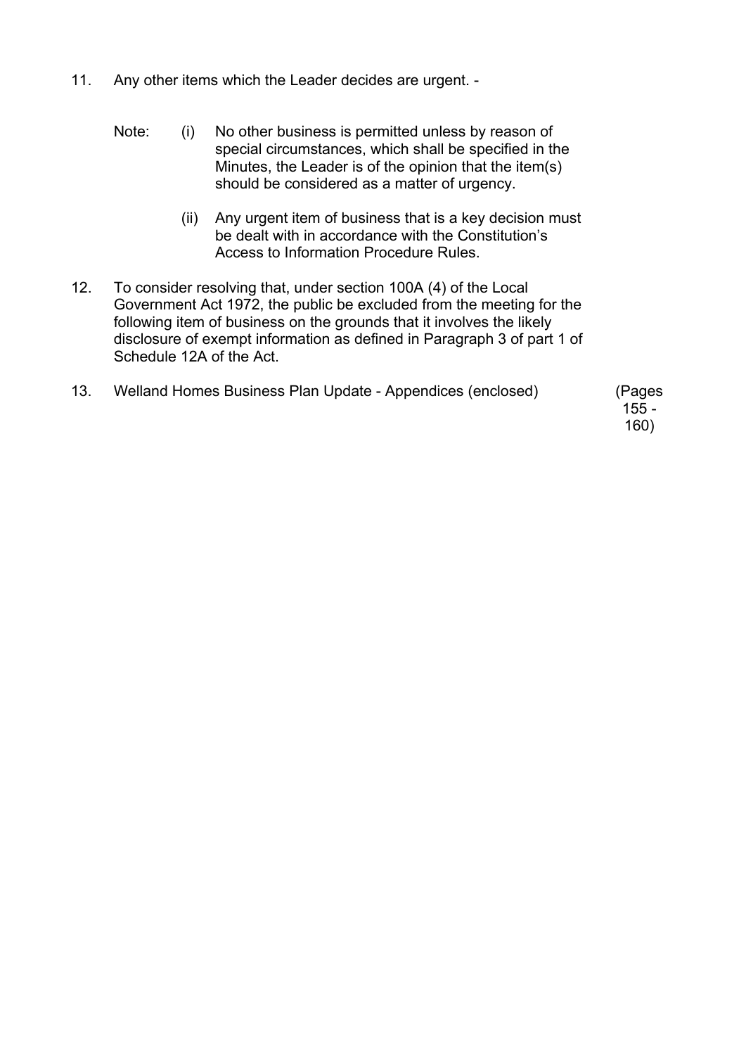11. Any other items which the Leader decides are urgent. -

    Note: (i) No other business is permitted unless by reason of special circumstances, which shall be specified in the Minutes, the Leader is of the opinion that the item(s) should be considered as a matter of urgency.

    (ii) Any urgent item of business that is a key decision must be dealt with in accordance with the Constitution's Access to Information Procedure Rules.

12. To consider resolving that, under section 100A (4) of the Local Government Act 1972, the public be excluded from the meeting for the following item of business on the grounds that it involves the likely disclosure of exempt information as defined in Paragraph 3 of part 1 of Schedule 12A of the Act.

13. Welland Homes Business Plan Update - Appendices (enclosed) (Pages 155 - 160)